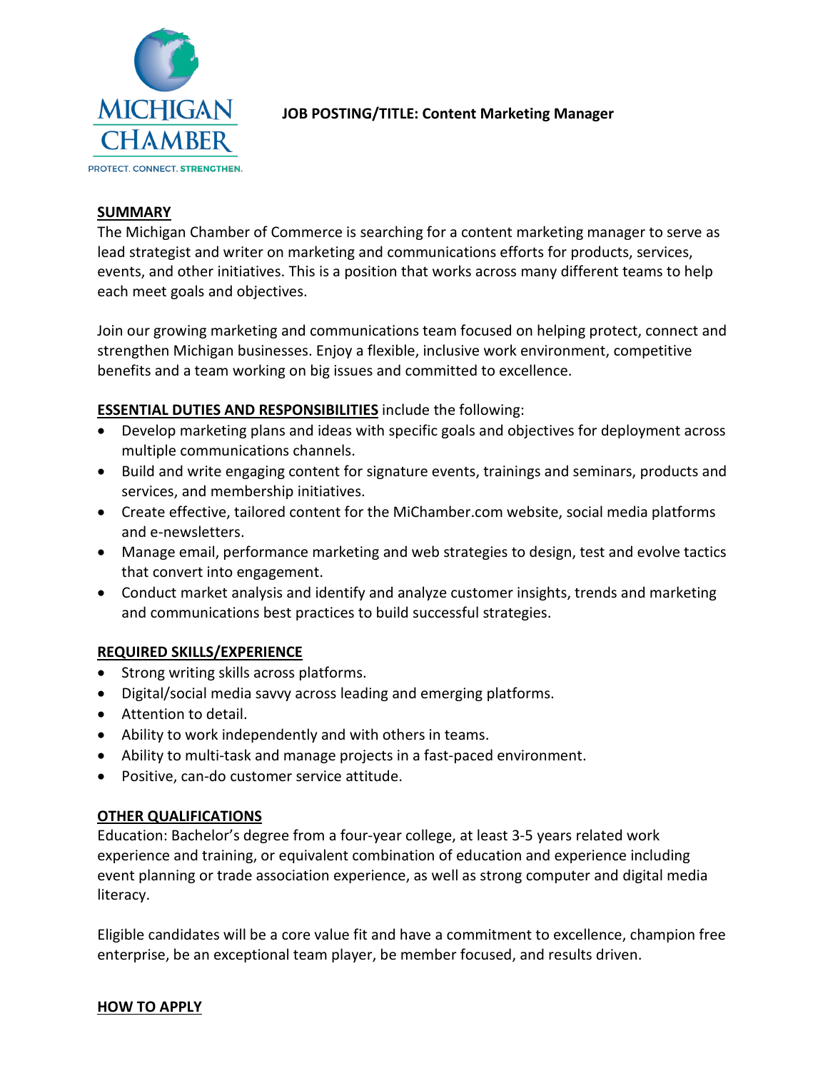MICHIGAN CHAMBER

PROTECT. CONNECT. **STRENGTHEN.**

**JOB POSTING/TITLE: Content Marketing Manager**

## SUMMARY

The Michigan Chamber of Commerce is searching for a content marketing manager to serve as lead strategist and writer on marketing and communications efforts for products, services, events, and other initiatives. This is a position that works across many different teams to help each meet goals and objectives.

Join our growing marketing and communications team focused on helping protect, connect and strengthen Michigan businesses. Enjoy a flexible, inclusive work environment, competitive benefits and a team working on big issues and committed to excellence.

**ESSENTIAL DUTIES AND RESPONSIBILITIES** include the following:

- Develop marketing plans and ideas with specific goals and objectives for deployment across multiple communications channels.
- Build and write engaging content for signature events, trainings and seminars, products and services, and membership initiatives.
- Create effective, tailored content for the MiChamber.com website, social media platforms and e-newsletters.
- Manage email, performance marketing and web strategies to design, test and evolve tactics that convert into engagement.
- Conduct market analysis and identify and analyze customer insights, trends and marketing and communications best practices to build successful strategies.

## REQUIRED SKILLS/EXPERIENCE

- Strong writing skills across platforms.
- Digital/social media savvy across leading and emerging platforms.
- Attention to detail.
- Ability to work independently and with others in teams.
- Ability to multi-task and manage projects in a fast-paced environment.
- Positive, can-do customer service attitude.

## OTHER QUALIFICATIONS

Education: Bachelor's degree from a four-year college, at least 3-5 years related work experience and training, or equivalent combination of education and experience including event planning or trade association experience, as well as strong computer and digital media literacy.

Eligible candidates will be a core value fit and have a commitment to excellence, champion free enterprise, be an exceptional team player, be member focused, and results driven.

## HOW TO APPLY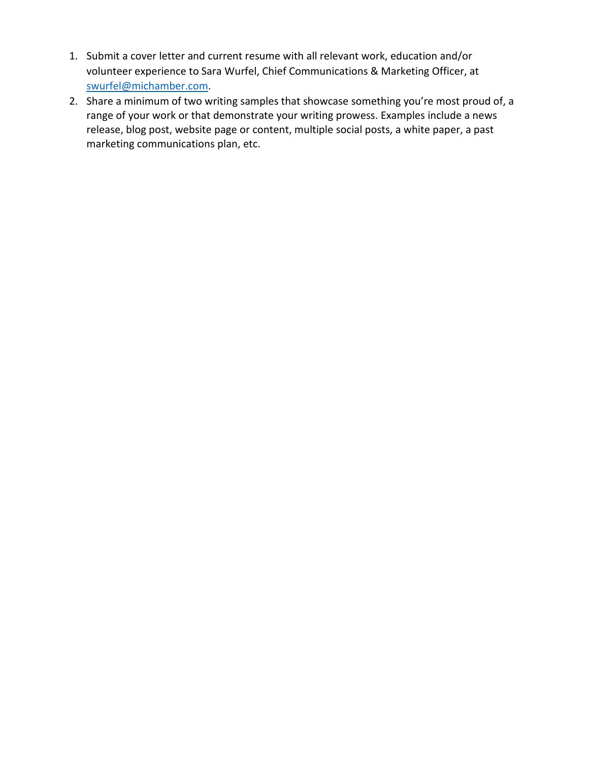1. Submit a cover letter and current resume with all relevant work, education and/or volunteer experience to Sara Wurfel, Chief Communications & Marketing Officer, at swurfel@michamber.com.
2. Share a minimum of two writing samples that showcase something you're most proud of, a range of your work or that demonstrate your writing prowess. Examples include a news release, blog post, website page or content, multiple social posts, a white paper, a past marketing communications plan, etc.